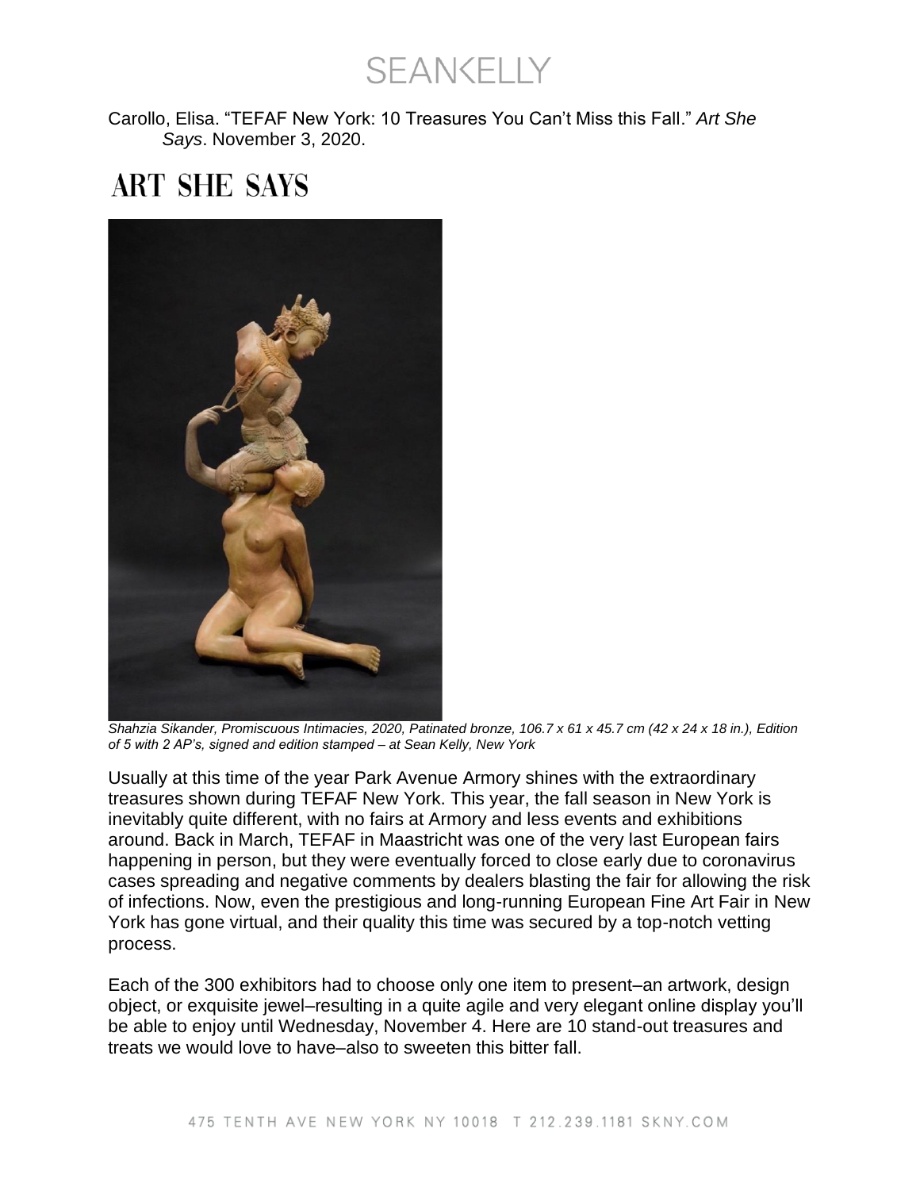Carollo, Elisa. “TEFAF New York: 10 Treasures You Can’t Miss this Fall.” *Art She Says*. November 3, 2020.

# ART SHE SAYS

*Shahzia Sikander, Promiscuous Intimacies, 2020, Patinated bronze, 106.7 x 61 x 45.7 cm (42 x 24 x 18 in.), Edition of 5 with 2 AP’s, signed and edition stamped – at Sean Kelly, New York*

Usually at this time of the year Park Avenue Armory shines with the extraordinary treasures shown during TEFAF New York. This year, the fall season in New York is inevitably quite different, with no fairs at Armory and less events and exhibitions around. Back in March, TEFAF in Maastricht was one of the very last European fairs happening in person, but they were eventually forced to close early due to coronavirus cases spreading and negative comments by dealers blasting the fair for allowing the risk of infections. Now, even the prestigious and long-running European Fine Art Fair in New York has gone virtual, and their quality this time was secured by a top-notch vetting process.

Each of the 300 exhibitors had to choose only one item to present–an artwork, design object, or exquisite jewel–resulting in a quite agile and very elegant online display you’ll be able to enjoy until Wednesday, November 4. Here are 10 stand-out treasures and treats we would love to have–also to sweeten this bitter fall.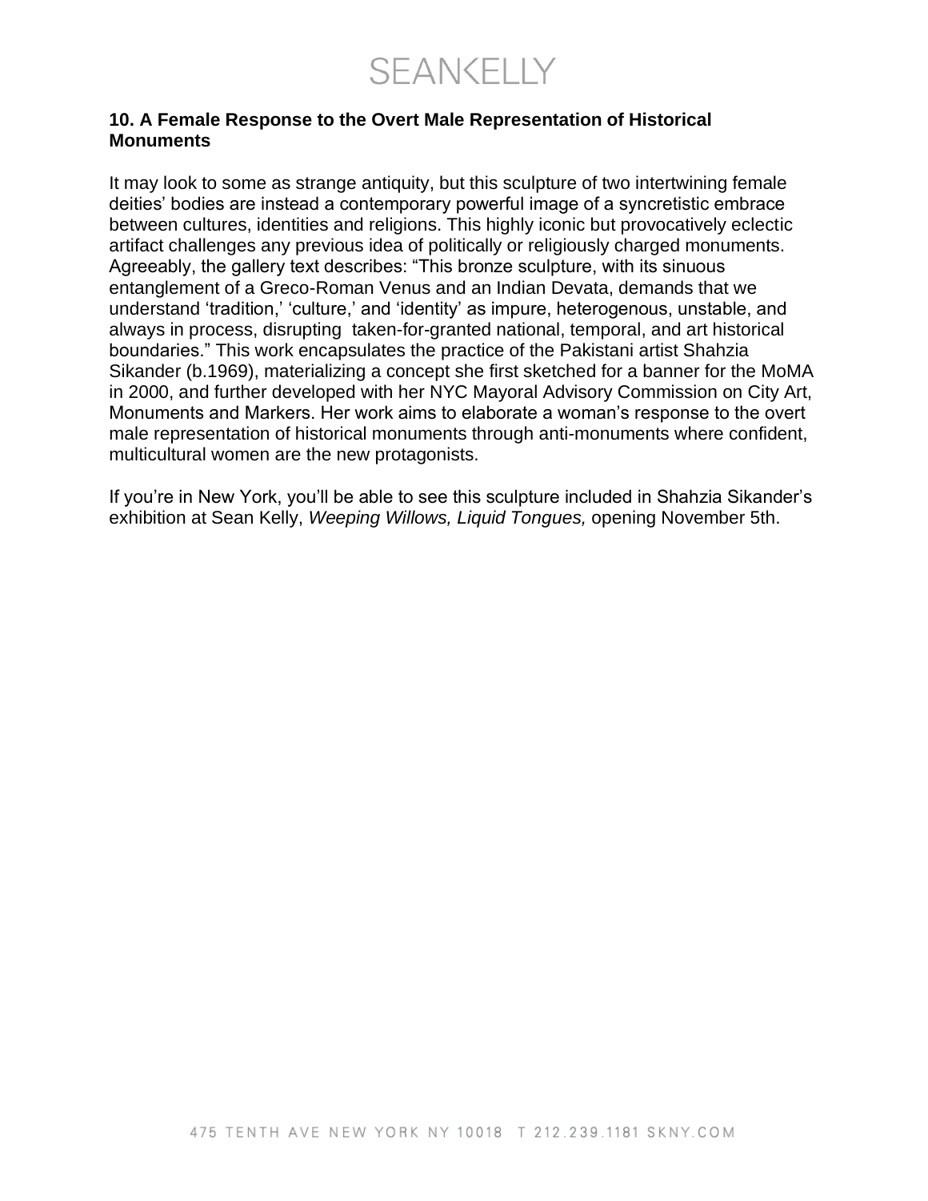### 10. A Female Response to the Overt Male Representation of Historical Monuments

It may look to some as strange antiquity, but this sculpture of two intertwining female deities' bodies are instead a contemporary powerful image of a syncretistic embrace between cultures, identities and religions. This highly iconic but provocatively eclectic artifact challenges any previous idea of politically or religiously charged monuments. Agreeably, the gallery text describes: "This bronze sculpture, with its sinuous entanglement of a Greco-Roman Venus and an Indian Devata, demands that we understand 'tradition,' 'culture,' and 'identity' as impure, heterogenous, unstable, and always in process, disrupting taken-for-granted national, temporal, and art historical boundaries." This work encapsulates the practice of the Pakistani artist Shahzia Sikander (b.1969), materializing a concept she first sketched for a banner for the MoMA in 2000, and further developed with her NYC Mayoral Advisory Commission on City Art, Monuments and Markers. Her work aims to elaborate a woman's response to the overt male representation of historical monuments through anti-monuments where confident, multicultural women are the new protagonists.

If you're in New York, you'll be able to see this sculpture included in Shahzia Sikander's exhibition at Sean Kelly, *Weeping Willows, Liquid Tongues,* opening November 5th.